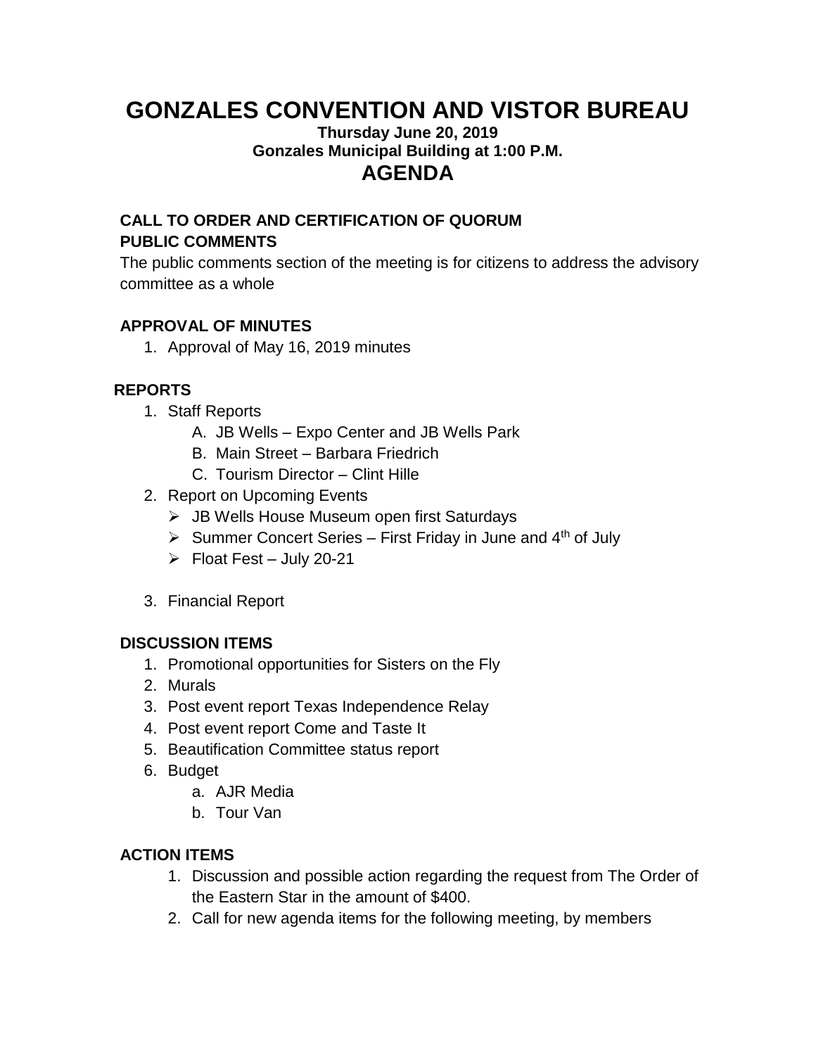# GONZALES CONVENTION AND VISTOR BUREAU

**Thursday June 20, 2019**
**Gonzales Municipal Building at 1:00 P.M.**

## AGENDA

### CALL TO ORDER AND CERTIFICATION OF QUORUM

### PUBLIC COMMENTS

The public comments section of the meeting is for citizens to address the advisory committee as a whole

### APPROVAL OF MINUTES

1. Approval of May 16, 2019 minutes

### REPORTS

1. Staff Reports
   A. JB Wells – Expo Center and JB Wells Park
   B. Main Street – Barbara Friedrich
   C. Tourism Director – Clint Hille
2. Report on Upcoming Events
   - JB Wells House Museum open first Saturdays
   - Summer Concert Series – First Friday in June and 4th of July
   - Float Fest – July 20-21
3. Financial Report

### DISCUSSION ITEMS

1. Promotional opportunities for Sisters on the Fly
2. Murals
3. Post event report Texas Independence Relay
4. Post event report Come and Taste It
5. Beautification Committee status report
6. Budget
   a. AJR Media
   b. Tour Van

### ACTION ITEMS

1. Discussion and possible action regarding the request from The Order of the Eastern Star in the amount of $400.
2. Call for new agenda items for the following meeting, by members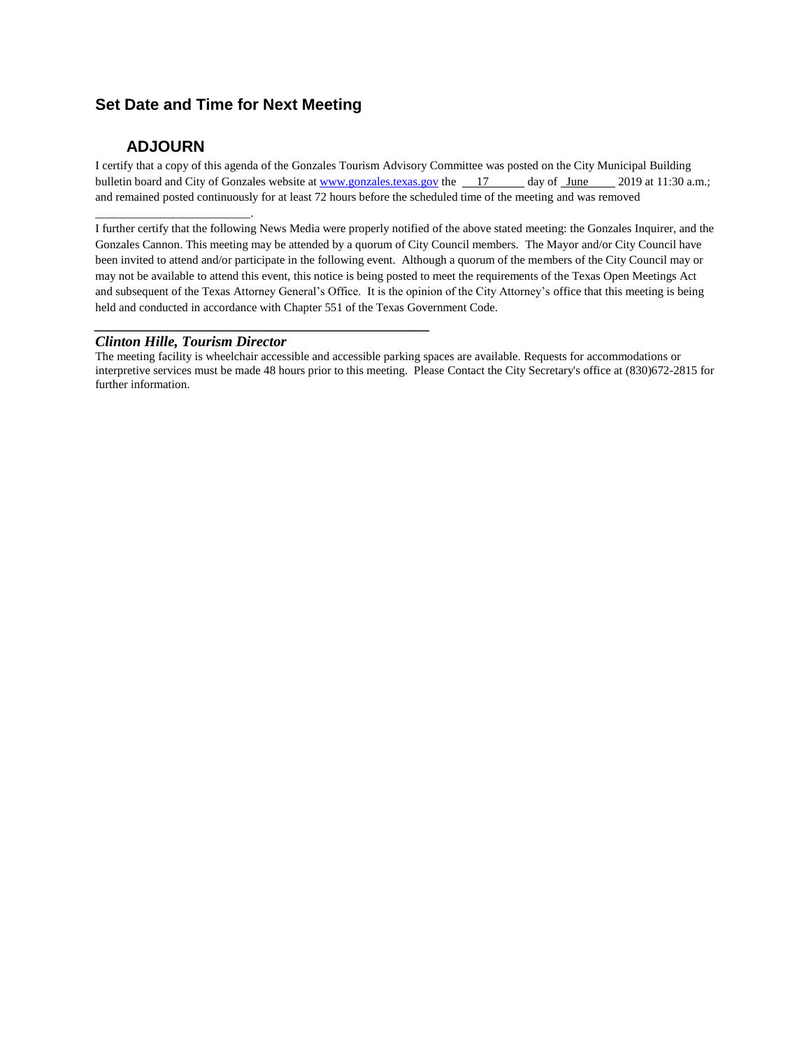## Set Date and Time for Next Meeting

### ADJOURN

I certify that a copy of this agenda of the Gonzales Tourism Advisory Committee was posted on the City Municipal Building bulletin board and City of Gonzales website at www.gonzales.texas.gov the 17 day of June 2019 at 11:30 a.m.; and remained posted continuously for at least 72 hours before the scheduled time of the meeting and was removed

_________________________.

I further certify that the following News Media were properly notified of the above stated meeting: the Gonzales Inquirer, and the Gonzales Cannon. This meeting may be attended by a quorum of City Council members. The Mayor and/or City Council have been invited to attend and/or participate in the following event. Although a quorum of the members of the City Council may or may not be available to attend this event, this notice is being posted to meet the requirements of the Texas Open Meetings Act and subsequent of the Texas Attorney General's Office. It is the opinion of the City Attorney's office that this meeting is being held and conducted in accordance with Chapter 551 of the Texas Government Code.

_______________________________________________

***Clinton Hille, Tourism Director***

The meeting facility is wheelchair accessible and accessible parking spaces are available. Requests for accommodations or interpretive services must be made 48 hours prior to this meeting. Please Contact the City Secretary's office at (830)672-2815 for further information.